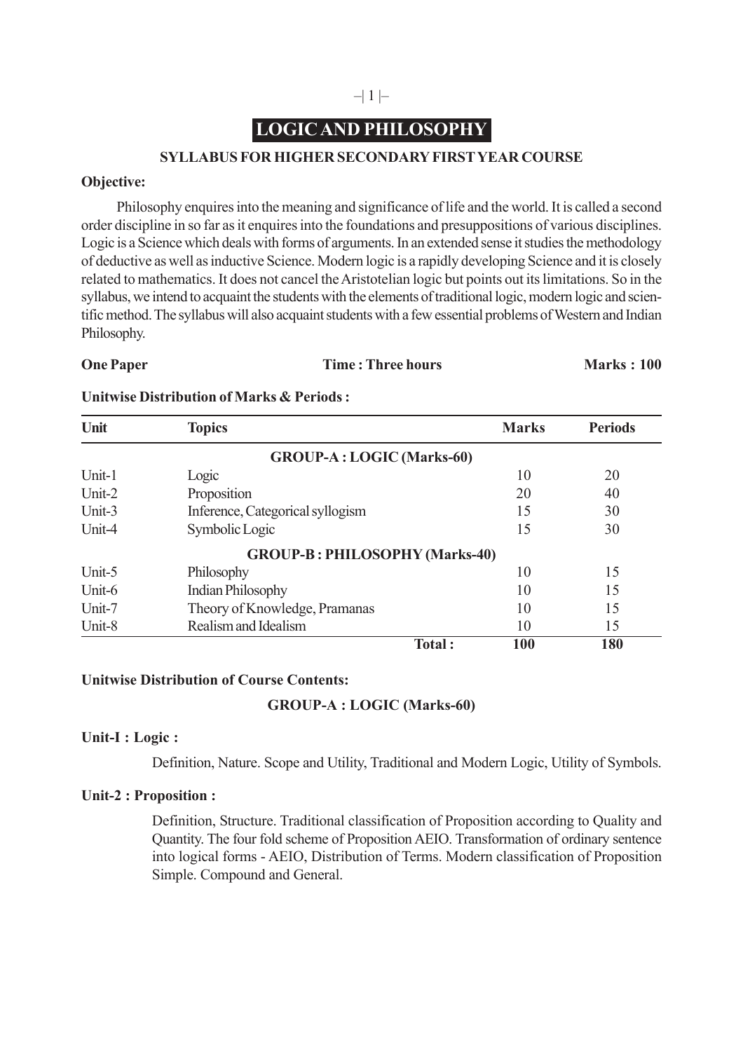# LOGIC AND PHILOSOPHY

## SYLLABUS FOR HIGHER SECONDARY FIRST YEAR COURSE

**Objective:**

Philosophy enquires into the meaning and significance of life and the world. It is called a second order discipline in so far as it enquires into the foundations and presuppositions of various disciplines. Logic is a Science which deals with forms of arguments. In an extended sense it studies the methodology of deductive as well as inductive Science. Modern logic is a rapidly developing Science and it is closely related to mathematics. It does not cancel the Aristotelian logic but points out its limitations. So in the syllabus, we intend to acquaint the students with the elements of traditional logic, modern logic and scientific method. The syllabus will also acquaint students with a few essential problems of Western and Indian Philosophy.

**One Paper** **Time : Three hours** **Marks : 100**

**Unitwise Distribution of Marks & Periods :**

| Unit | Topics | Marks | Periods |
|---|---|---|---|
| | **GROUP-A : LOGIC (Marks-60)** | | |
| Unit-1 | Logic | 10 | 20 |
| Unit-2 | Proposition | 20 | 40 |
| Unit-3 | Inference, Categorical syllogism | 15 | 30 |
| Unit-4 | Symbolic Logic | 15 | 30 |
| | **GROUP-B : PHILOSOPHY (Marks-40)** | | |
| Unit-5 | Philosophy | 10 | 15 |
| Unit-6 | Indian Philosophy | 10 | 15 |
| Unit-7 | Theory of Knowledge, Pramanas | 10 | 15 |
| Unit-8 | Realism and Idealism | 10 | 15 |
| | **Total :** | **100** | **180** |

**Unitwise Distribution of Course Contents:**

**GROUP-A : LOGIC (Marks-60)**

**Unit-I : Logic :**

Definition, Nature. Scope and Utility, Traditional and Modern Logic, Utility of Symbols.

**Unit-2 : Proposition :**

Definition, Structure. Traditional classification of Proposition according to Quality and Quantity. The four fold scheme of Proposition AEIO. Transformation of ordinary sentence into logical forms - AEIO, Distribution of Terms. Modern classification of Proposition Simple. Compound and General.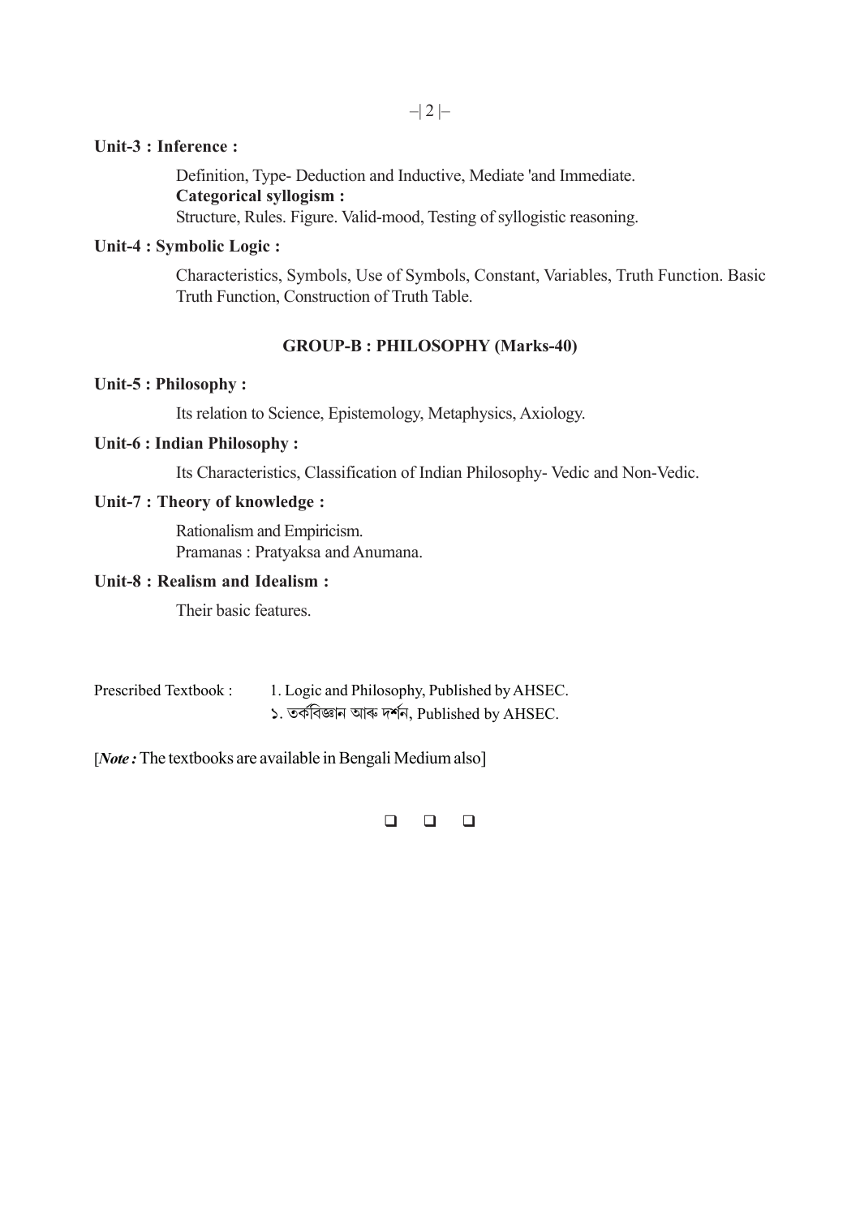**Unit-3 : Inference :**

Definition, Type- Deduction and Inductive, Mediate 'and Immediate.

**Categorical syllogism :**

Structure, Rules. Figure. Valid-mood, Testing of syllogistic reasoning.

**Unit-4 : Symbolic Logic :**

Characteristics, Symbols, Use of Symbols, Constant, Variables, Truth Function. Basic Truth Function, Construction of Truth Table.

## GROUP-B : PHILOSOPHY (Marks-40)

**Unit-5 : Philosophy :**

Its relation to Science, Epistemology, Metaphysics, Axiology.

**Unit-6 : Indian Philosophy :**

Its Characteristics, Classification of Indian Philosophy- Vedic and Non-Vedic.

**Unit-7 : Theory of knowledge :**

Rationalism and Empiricism.
Pramanas : Pratyaksa and Anumana.

**Unit-8 : Realism and Idealism :**

Their basic features.

Prescribed Textbook : 1. Logic and Philosophy, Published by AHSEC.
১. তৰ্কবিজ্ঞান আৰু দৰ্শন, Published by AHSEC.

[*Note :* The textbooks are available in Bengali Medium also]

❑ ❑ ❑